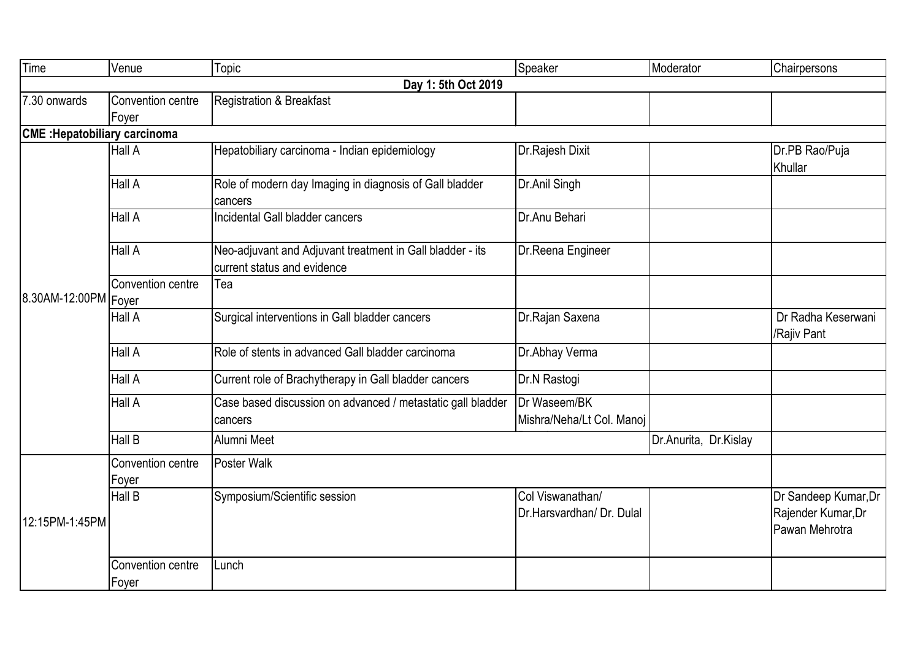| Time | Venue | Topic | Speaker | Moderator | Chairpersons |
|---|---|---|---|---|---|
| **Day 1: 5th Oct 2019** | | | | | |
| 7.30 onwards | Convention centre Foyer | Registration & Breakfast | | | |
| **CME :Hepatobiliary carcinoma** | | | | | |
| 8.30AM-12:00PM | Hall A | Hepatobiliary carcinoma - Indian epidemiology | Dr.Rajesh Dixit | | Dr.PB Rao/Puja Khullar |
| | Hall A | Role of modern day Imaging in diagnosis of Gall bladder cancers | Dr.Anil Singh | | |
| | Hall A | Incidental Gall bladder cancers | Dr.Anu Behari | | |
| | Hall A | Neo-adjuvant and Adjuvant treatment in Gall bladder - its current status and evidence | Dr.Reena Engineer | | |
| | Convention centre Foyer | Tea | | | |
| | Hall A | Surgical interventions in Gall bladder cancers | Dr.Rajan Saxena | | Dr Radha Keserwani /Rajiv Pant |
| | Hall A | Role of stents in advanced Gall bladder carcinoma | Dr.Abhay Verma | | |
| | Hall A | Current role of Brachytherapy in Gall bladder cancers | Dr.N Rastogi | | |
| | Hall A | Case based discussion on advanced / metastatic gall bladder cancers | Dr Waseem/BK Mishra/Neha/Lt Col. Manoj | | |
| | Hall B | Alumni Meet | | Dr.Anurita, Dr.Kislay | |
| 12:15PM-1:45PM | Convention centre Foyer | Poster Walk | | | |
| | Hall B | Symposium/Scientific session | Col Viswanathan/ Dr.Harsvardhan/ Dr. Dulal | | Dr Sandeep Kumar,Dr Rajender Kumar,Dr Pawan Mehrotra |
| | Convention centre Foyer | Lunch | | | |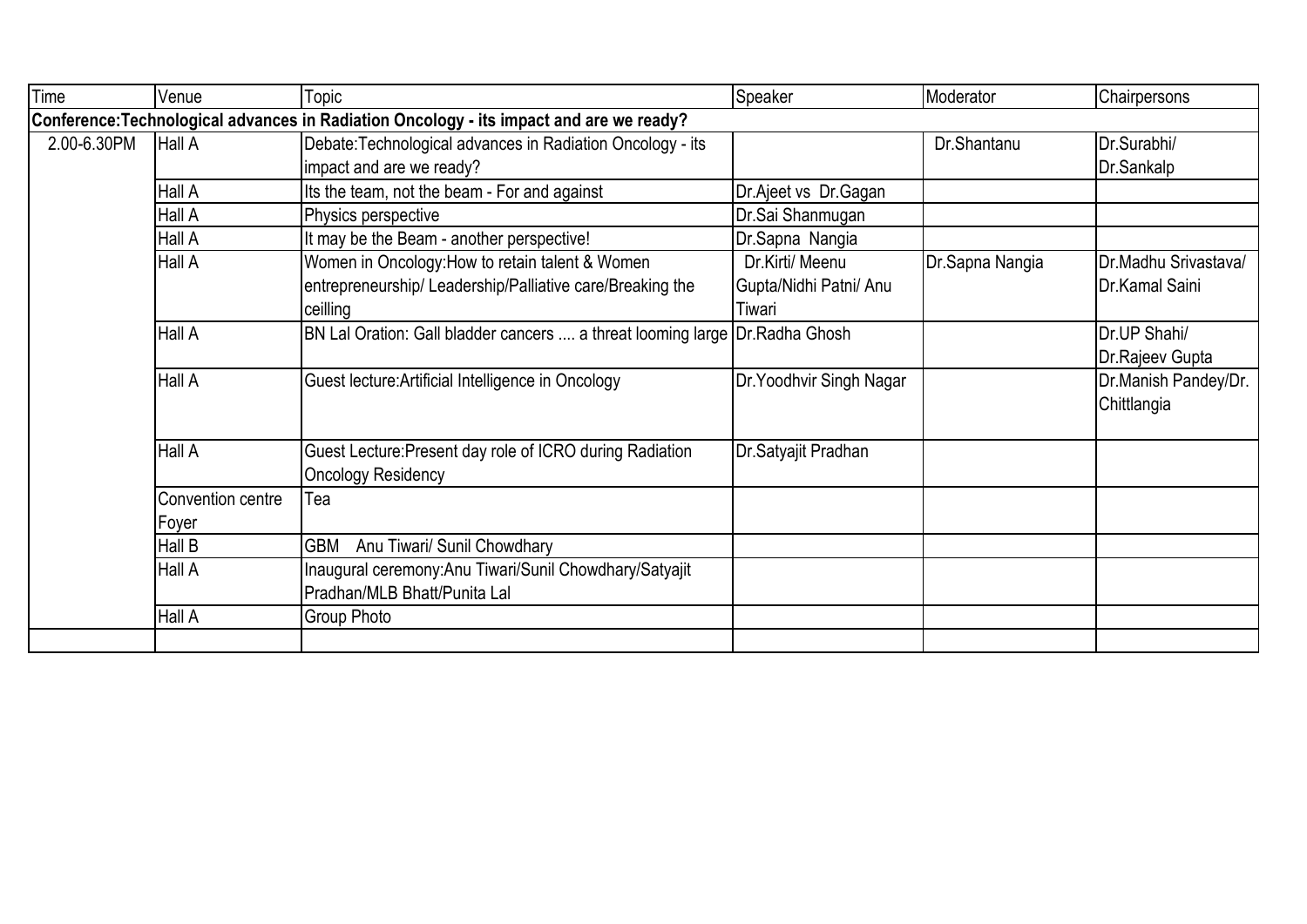| Time | Venue | Topic | Speaker | Moderator | Chairpersons |
|---|---|---|---|---|---|
| **Conference:Technological advances in Radiation Oncology - its impact and are we ready?** | | | | | |
| 2.00-6.30PM | Hall A | Debate:Technological advances in Radiation Oncology - its impact and are we ready? | | Dr.Shantanu | Dr.Surabhi/ Dr.Sankalp |
| | Hall A | Its the team, not the beam - For and against | Dr.Ajeet vs Dr.Gagan | | |
| | Hall A | Physics perspective | Dr.Sai Shanmugan | | |
| | Hall A | It may be the Beam - another perspective! | Dr.Sapna Nangia | | |
| | Hall A | Women in Oncology:How to retain talent & Women entrepreneurship/ Leadership/Palliative care/Breaking the ceilling | Dr.Kirti/ Meenu Gupta/Nidhi Patni/ Anu Tiwari | Dr.Sapna Nangia | Dr.Madhu Srivastava/ Dr.Kamal Saini |
| | Hall A | BN Lal Oration: Gall bladder cancers .... a threat looming large | Dr.Radha Ghosh | | Dr.UP Shahi/ Dr.Rajeev Gupta |
| | Hall A | Guest lecture:Artificial Intelligence in Oncology | Dr.Yoodhvir Singh Nagar | | Dr.Manish Pandey/Dr. Chittlangia |
| | Hall A | Guest Lecture:Present day role of ICRO during Radiation Oncology Residency | Dr.Satyajit Pradhan | | |
| | Convention centre Foyer | Tea | | | |
| | Hall B | GBM Anu Tiwari/ Sunil Chowdhary | | | |
| | Hall A | Inaugural ceremony:Anu Tiwari/Sunil Chowdhary/Satyajit Pradhan/MLB Bhatt/Punita Lal | | | |
| | Hall A | Group Photo | | | |
| | | | | | |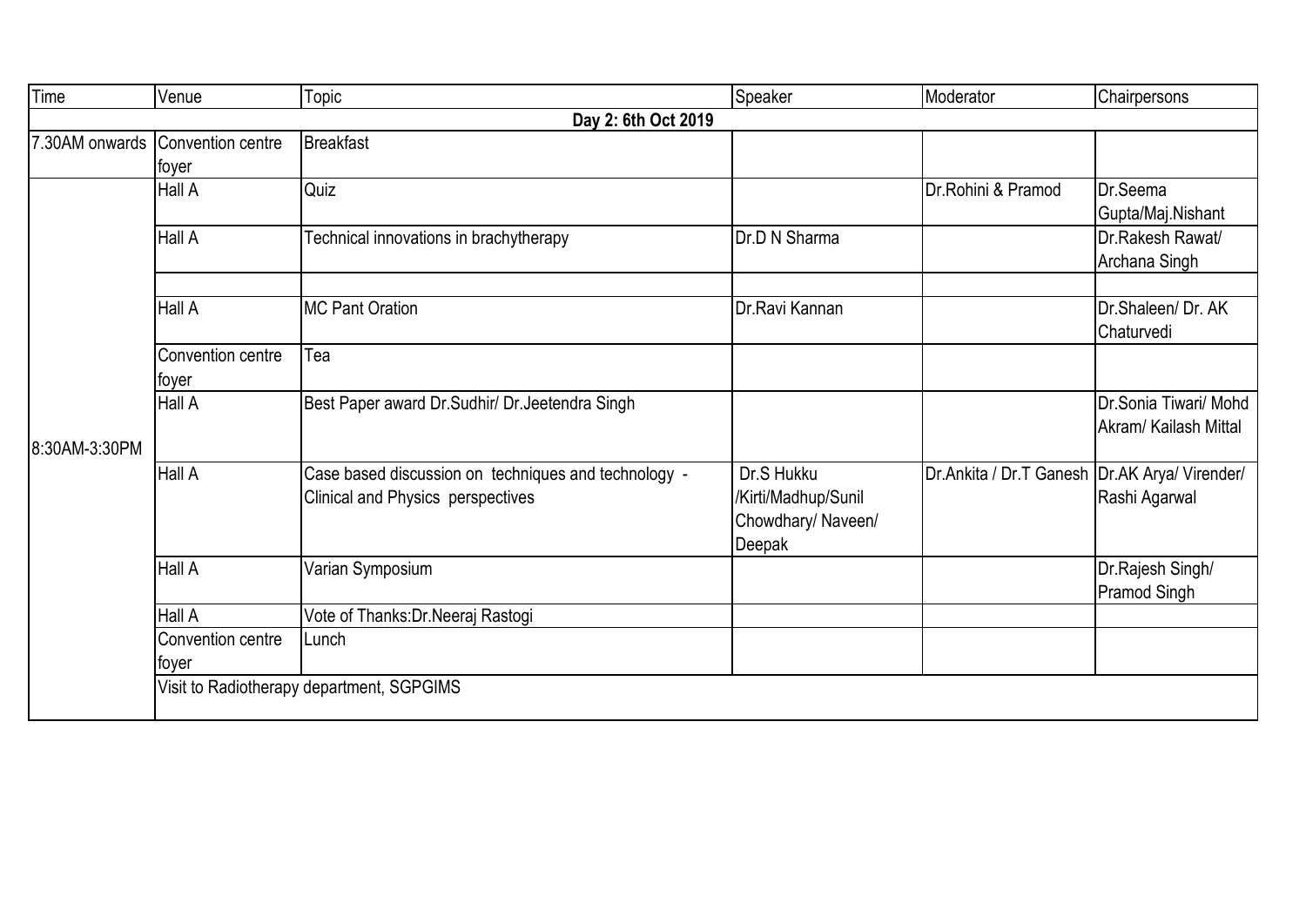| Time | Venue | Topic | Speaker | Moderator | Chairpersons |
|---|---|---|---|---|---|
| | | **Day 2: 6th Oct 2019** | | | |
| 7.30AM onwards | Convention centre foyer | Breakfast | | | |
| 8:30AM-3:30PM | Hall A | Quiz | | Dr.Rohini & Pramod | Dr.Seema Gupta/Maj.Nishant |
| | Hall A | Technical innovations in brachytherapy | Dr.D N Sharma | | Dr.Rakesh Rawat/ Archana Singh |
| | | | | | |
| | Hall A | MC Pant Oration | Dr.Ravi Kannan | | Dr.Shaleen/ Dr. AK Chaturvedi |
| | Convention centre foyer | Tea | | | |
| | Hall A | Best Paper award Dr.Sudhir/ Dr.Jeetendra Singh | | | Dr.Sonia Tiwari/ Mohd Akram/ Kailash Mittal |
| | Hall A | Case based discussion on techniques and technology - Clinical and Physics perspectives | Dr.S Hukku /Kirti/Madhup/Sunil Chowdhary/ Naveen/ Deepak | Dr.Ankita / Dr.T Ganesh | Dr.AK Arya/ Virender/ Rashi Agarwal |
| | Hall A | Varian Symposium | | | Dr.Rajesh Singh/ Pramod Singh |
| | Hall A | Vote of Thanks:Dr.Neeraj Rastogi | | | |
| | Convention centre foyer | Lunch | | | |
| | Visit to Radiotherapy department, SGPGIMS | | | | |